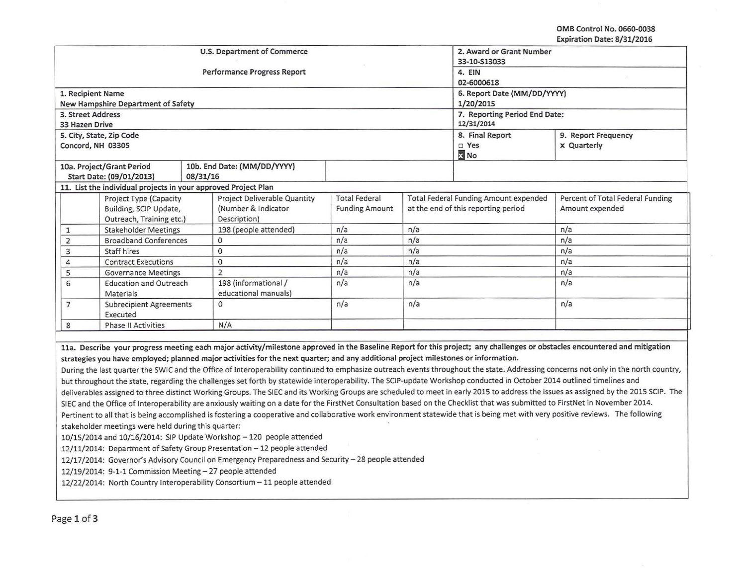OMB Control No. 0660-0038
Expiration Date: 8/31/2016

| U.S. Department of Commerce<br>Performance Progress Report | 2. Award or Grant Number<br>33-10-S13033 | |
|---|---|---|
| | 4. EIN<br>02-6000618 | |
| 1. Recipient Name<br>New Hampshire Department of Safety | 6. Report Date (MM/DD/YYYY)<br>1/20/2015 | |
| 3. Street Address<br>33 Hazen Drive | 7. Reporting Period End Date:<br>12/31/2014 | |
| 5. City, State, Zip Code<br>Concord, NH 03305 | 8. Final Report<br>☐ Yes<br>☒ No | 9. Report Frequency<br>x Quarterly |
| 10a. Project/Grant Period Start Date: (09/01/2013) | 10b. End Date: (MM/DD/YYYY) 08/31/16 | |

**11. List the individual projects in your approved Project Plan**

| | Project Type (Capacity Building, SCIP Update, Outreach, Training etc.) | Project Deliverable Quantity (Number & Indicator Description) | Total Federal Funding Amount | Total Federal Funding Amount expended at the end of this reporting period | Percent of Total Federal Funding Amount expended |
|---|---|---|---|---|---|
| 1 | Stakeholder Meetings | 198 (people attended) | n/a | n/a | n/a |
| 2 | Broadband Conferences | 0 | n/a | n/a | n/a |
| 3 | Staff hires | 0 | n/a | n/a | n/a |
| 4 | Contract Executions | 0 | n/a | n/a | n/a |
| 5 | Governance Meetings | 2 | n/a | n/a | n/a |
| 6 | Education and Outreach Materials | 198 (informational / educational manuals) | n/a | n/a | n/a |
| 7 | Subrecipient Agreements Executed | 0 | n/a | n/a | n/a |
| 8 | Phase II Activities | N/A | | | |

**11a. Describe your progress meeting each major activity/milestone approved in the Baseline Report for this project; any challenges or obstacles encountered and mitigation strategies you have employed; planned major activities for the next quarter; and any additional project milestones or information.**

During the last quarter the SWIC and the Office of Interoperability continued to emphasize outreach events throughout the state. Addressing concerns not only in the north country, but throughout the state, regarding the challenges set forth by statewide interoperability. The SCIP-update Workshop conducted in October 2014 outlined timelines and deliverables assigned to three distinct Working Groups. The SIEC and its Working Groups are scheduled to meet in early 2015 to address the issues as assigned by the 2015 SCIP. The SIEC and the Office of Interoperability are anxiously waiting on a date for the FirstNet Consultation based on the Checklist that was submitted to FirstNet in November 2014. Pertinent to all that is being accomplished is fostering a cooperative and collaborative work environment statewide that is being met with very positive reviews. The following stakeholder meetings were held during this quarter:

10/15/2014 and 10/16/2014: SIP Update Workshop – 120 people attended
12/11/2014: Department of Safety Group Presentation – 12 people attended
12/17/2014: Governor's Advisory Council on Emergency Preparedness and Security – 28 people attended
12/19/2014: 9-1-1 Commission Meeting – 27 people attended
12/22/2014: North Country Interoperability Consortium – 11 people attended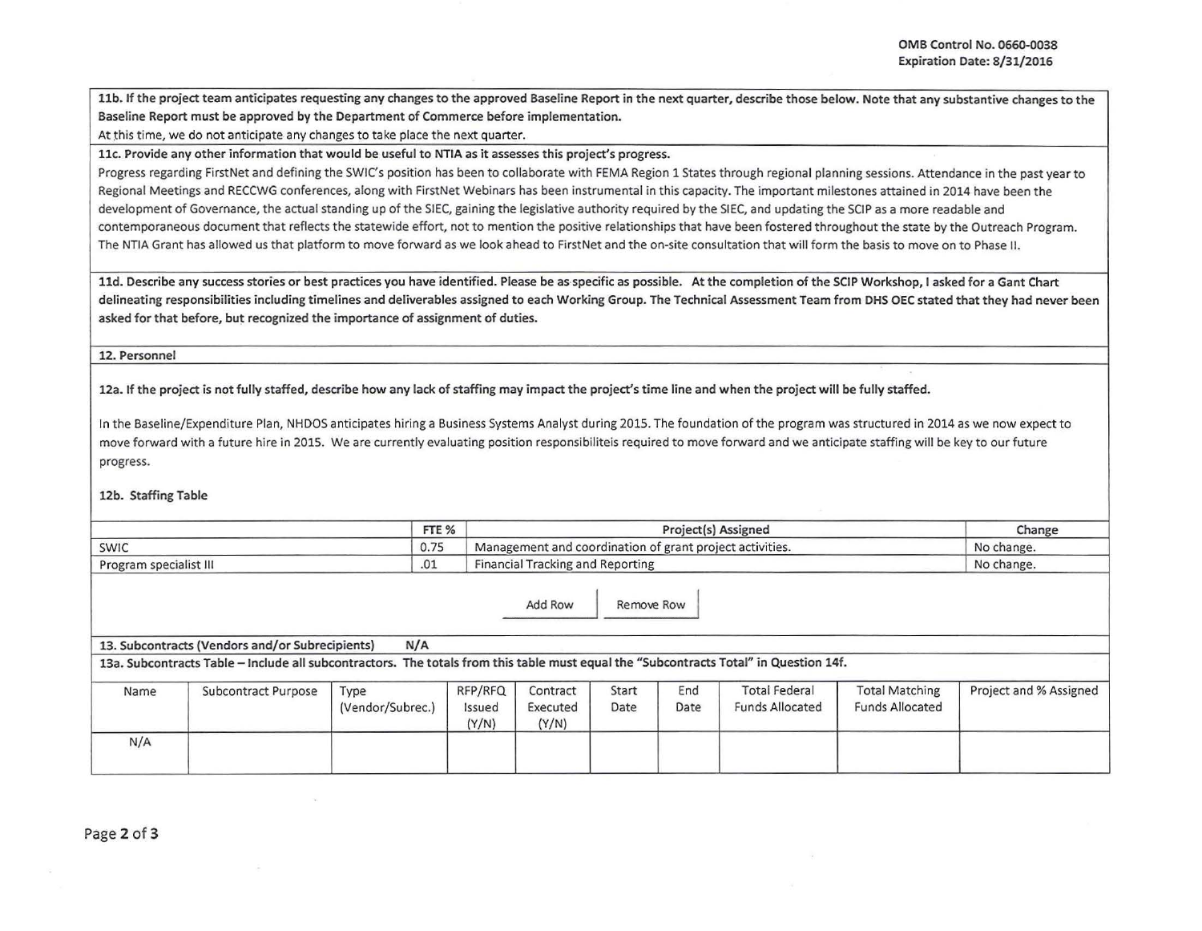OMB Control No. 0660-0038
Expiration Date: 8/31/2016

**11b. If the project team anticipates requesting any changes to the approved Baseline Report in the next quarter, describe those below. Note that any substantive changes to the Baseline Report must be approved by the Department of Commerce before implementation.**

At this time, we do not anticipate any changes to take place the next quarter.

**11c. Provide any other information that would be useful to NTIA as it assesses this project's progress.**

Progress regarding FirstNet and defining the SWIC's position has been to collaborate with FEMA Region 1 States through regional planning sessions. Attendance in the past year to Regional Meetings and RECCWG conferences, along with FirstNet Webinars has been instrumental in this capacity. The important milestones attained in 2014 have been the development of Governance, the actual standing up of the SIEC, gaining the legislative authority required by the SIEC, and updating the SCIP as a more readable and contemporaneous document that reflects the statewide effort, not to mention the positive relationships that have been fostered throughout the state by the Outreach Program. The NTIA Grant has allowed us that platform to move forward as we look ahead to FirstNet and the on-site consultation that will form the basis to move on to Phase II.

**11d. Describe any success stories or best practices you have identified. Please be as specific as possible. At the completion of the SCIP Workshop, I asked for a Gant Chart delineating responsibilities including timelines and deliverables assigned to each Working Group. The Technical Assessment Team from DHS OEC stated that they had never been asked for that before, but recognized the importance of assignment of duties.**

**12. Personnel**

**12a. If the project is not fully staffed, describe how any lack of staffing may impact the project's time line and when the project will be fully staffed.**

In the Baseline/Expenditure Plan, NHDOS anticipates hiring a Business Systems Analyst during 2015. The foundation of the program was structured in 2014 as we now expect to move forward with a future hire in 2015. We are currently evaluating position responsibiliteis required to move forward and we anticipate staffing will be key to our future progress.

**12b. Staffing Table**

| | FTE % | Project(s) Assigned | Change |
|---|---|---|---|
| SWIC | 0.75 | Management and coordination of grant project activities. | No change. |
| Program specialist III | .01 | Financial Tracking and Reporting | No change. |

**13. Subcontracts (Vendors and/or Subrecipients)** N/A

**13a. Subcontracts Table – Include all subcontractors. The totals from this table must equal the "Subcontracts Total" in Question 14f.**

| Name | Subcontract Purpose | Type (Vendor/Subrec.) | RFP/RFQ Issued (Y/N) | Contract Executed (Y/N) | Start Date | End Date | Total Federal Funds Allocated | Total Matching Funds Allocated | Project and % Assigned |
|---|---|---|---|---|---|---|---|---|---|
| N/A | | | | | | | | | |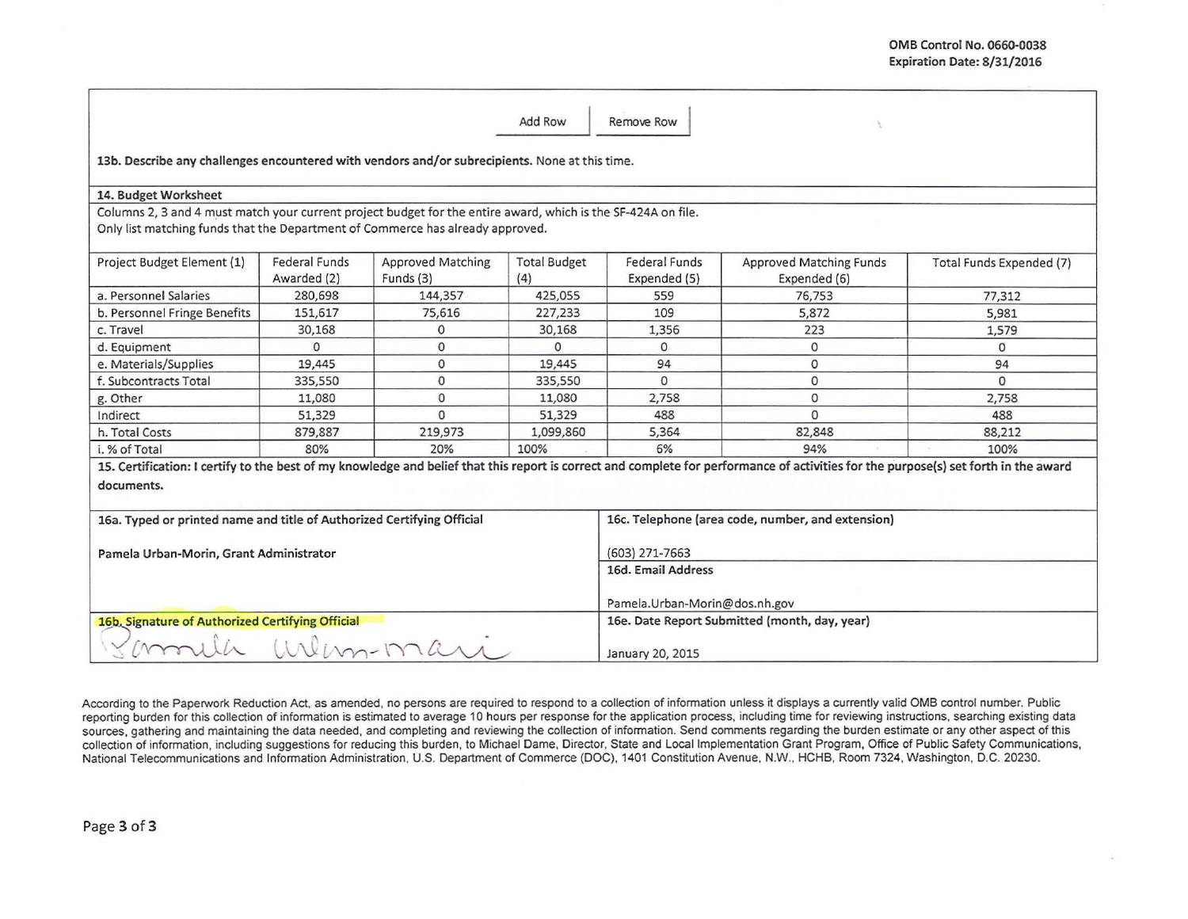OMB Control No. 0660-0038
Expiration Date: 8/31/2016

Add Row | Remove Row

**13b. Describe any challenges encountered with vendors and/or subrecipients.** None at this time.

**14. Budget Worksheet**

Columns 2, 3 and 4 must match your current project budget for the entire award, which is the SF-424A on file.
Only list matching funds that the Department of Commerce has already approved.

| Project Budget Element (1) | Federal Funds Awarded (2) | Approved Matching Funds (3) | Total Budget (4) | Federal Funds Expended (5) | Approved Matching Funds Expended (6) | Total Funds Expended (7) |
|---|---|---|---|---|---|---|
| a. Personnel Salaries | 280,698 | 144,357 | 425,055 | 559 | 76,753 | 77,312 |
| b. Personnel Fringe Benefits | 151,617 | 75,616 | 227,233 | 109 | 5,872 | 5,981 |
| c. Travel | 30,168 | 0 | 30,168 | 1,356 | 223 | 1,579 |
| d. Equipment | 0 | 0 | 0 | 0 | 0 | 0 |
| e. Materials/Supplies | 19,445 | 0 | 19,445 | 94 | 0 | 94 |
| f. Subcontracts Total | 335,550 | 0 | 335,550 | 0 | 0 | 0 |
| g. Other | 11,080 | 0 | 11,080 | 2,758 | 0 | 2,758 |
| Indirect | 51,329 | 0 | 51,329 | 488 | 0 | 488 |
| h. Total Costs | 879,887 | 219,973 | 1,099,860 | 5,364 | 82,848 | 88,212 |
| i. % of Total | 80% | 20% | 100% | 6% | 94% | 100% |

**15. Certification: I certify to the best of my knowledge and belief that this report is correct and complete for performance of activities for the purpose(s) set forth in the award documents.**

| | |
|---|---|
| **16a. Typed or printed name and title of Authorized Certifying Official** Pamela Urban-Morin, Grant Administrator | **16c. Telephone (area code, number, and extension)** (603) 271-7663 |
| | **16d. Email Address** Pamela.Urban-Morin@dos.nh.gov |
| **16b. Signature of Authorized Certifying Official** Pamela Urban-Morin | **16e. Date Report Submitted (month, day, year)** January 20, 2015 |

According to the Paperwork Reduction Act, as amended, no persons are required to respond to a collection of information unless it displays a currently valid OMB control number. Public reporting burden for this collection of information is estimated to average 10 hours per response for the application process, including time for reviewing instructions, searching existing data sources, gathering and maintaining the data needed, and completing and reviewing the collection of information. Send comments regarding the burden estimate or any other aspect of this collection of information, including suggestions for reducing this burden, to Michael Dame, Director, State and Local Implementation Grant Program, Office of Public Safety Communications, National Telecommunications and Information Administration, U.S. Department of Commerce (DOC), 1401 Constitution Avenue, N.W., HCHB, Room 7324, Washington, D.C. 20230.